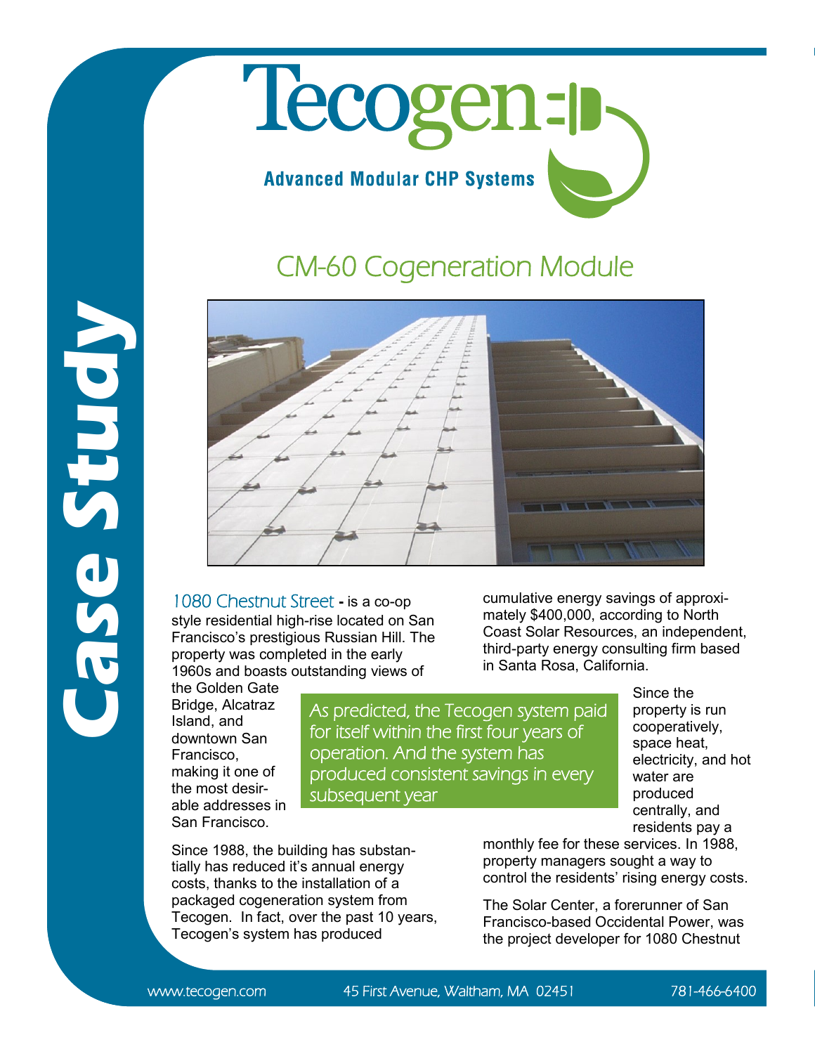# Tecogen

**Advanced Modular CHP Systems**

**Case Study**

## CM-60 Cogeneration Module

*1080 Chestnut Street* - is a co-op style residential high-rise located on San Francisco's prestigious Russian Hill. The property was completed in the early 1960s and boasts outstanding views of the Golden Gate Bridge, Alcatraz Island, and downtown San Francisco, making it one of the most desirable addresses in San Francisco.

Since 1988, the building has substantially has reduced it's annual energy costs, thanks to the installation of a packaged cogeneration system from Tecogen. In fact, over the past 10 years, Tecogen's system has produced cumulative energy savings of approximately $400,000, according to North Coast Solar Resources, an independent, third-party energy consulting firm based in Santa Rosa, California.

> As predicted, the Tecogen system paid for itself within the first four years of operation. And the system has produced consistent savings in every subsequent year

Since the property is run cooperatively, space heat, electricity, and hot water are produced centrally, and residents pay a monthly fee for these services. In 1988, property managers sought a way to control the residents' rising energy costs.

The Solar Center, a forerunner of San Francisco-based Occidental Power, was the project developer for 1080 Chestnut

www.tecogen.com 45 First Avenue, Waltham, MA 02451 781-466-6400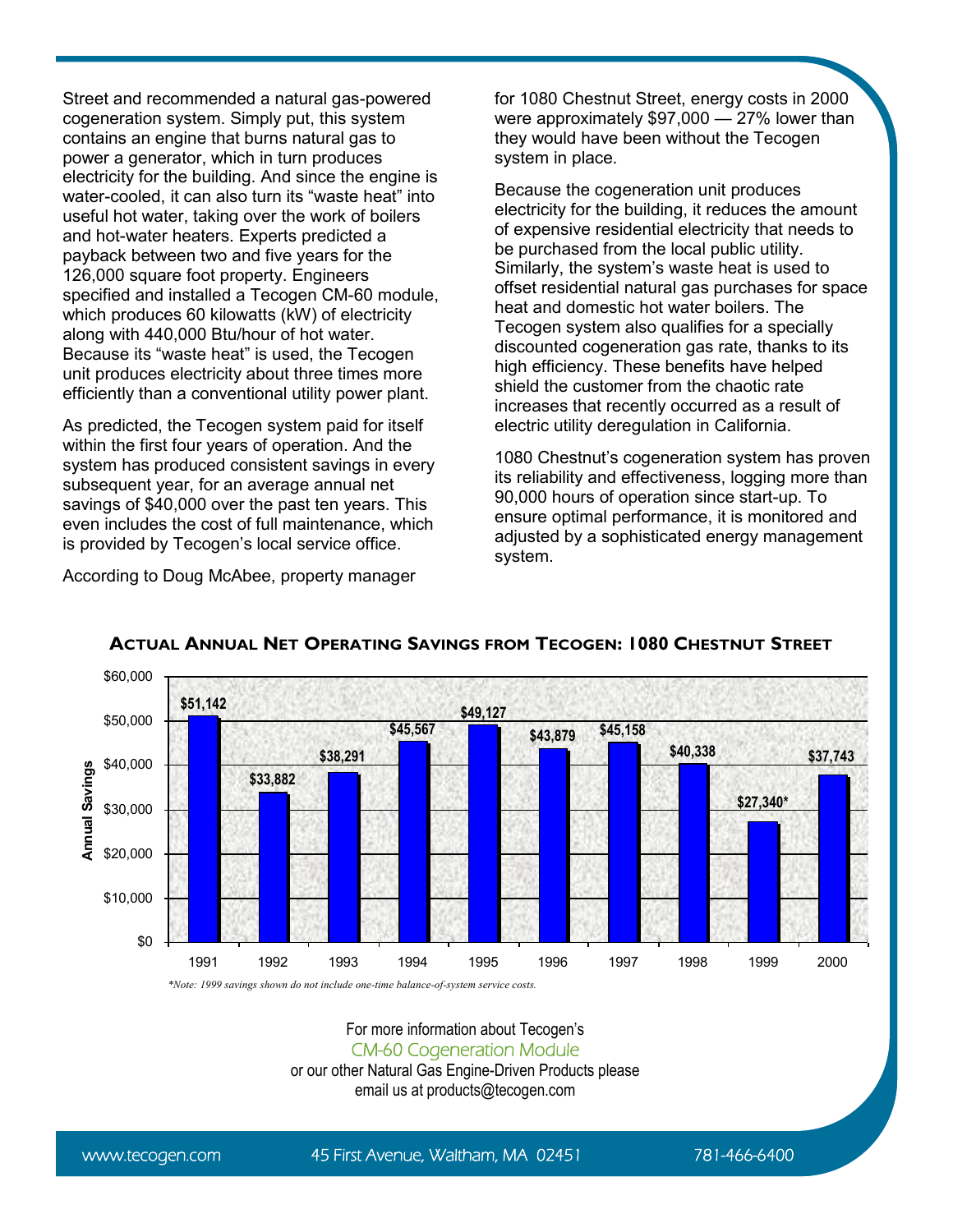Street and recommended a natural gas-powered cogeneration system. Simply put, this system contains an engine that burns natural gas to power a generator, which in turn produces electricity for the building. And since the engine is water-cooled, it can also turn its "waste heat" into useful hot water, taking over the work of boilers and hot-water heaters. Experts predicted a payback between two and five years for the 126,000 square foot property. Engineers specified and installed a Tecogen CM-60 module, which produces 60 kilowatts (kW) of electricity along with 440,000 Btu/hour of hot water. Because its "waste heat" is used, the Tecogen unit produces electricity about three times more efficiently than a conventional utility power plant.

As predicted, the Tecogen system paid for itself within the first four years of operation. And the system has produced consistent savings in every subsequent year, for an average annual net savings of $40,000 over the past ten years. This even includes the cost of full maintenance, which is provided by Tecogen's local service office.

According to Doug McAbee, property manager for 1080 Chestnut Street, energy costs in 2000 were approximately $97,000 — 27% lower than they would have been without the Tecogen system in place.

Because the cogeneration unit produces electricity for the building, it reduces the amount of expensive residential electricity that needs to be purchased from the local public utility. Similarly, the system's waste heat is used to offset residential natural gas purchases for space heat and domestic hot water boilers. The Tecogen system also qualifies for a specially discounted cogeneration gas rate, thanks to its high efficiency. These benefits have helped shield the customer from the chaotic rate increases that recently occurred as a result of electric utility deregulation in California.

1080 Chestnut's cogeneration system has proven its reliability and effectiveness, logging more than 90,000 hours of operation since start-up. To ensure optimal performance, it is monitored and adjusted by a sophisticated energy management system.

## Actual Annual Net Operating Savings from Tecogen: 1080 Chestnut Street

Annual Savings

$60,000
$50,000
$40,000
$30,000
$20,000
$10,000
$0

1991 $51,142
1992 $33,882
1993 $38,291
1994 $45,567
1995 $49,127
1996 $43,879
1997 $45,158
1998 $40,338
1999 $27,340*
2000 $37,743

*Note: 1999 savings shown do not include one-time balance-of-system service costs.*

For more information about Tecogen's
CM-60 Cogeneration Module
or our other Natural Gas Engine-Driven Products please
email us at products@tecogen.com

www.tecogen.com 45 First Avenue, Waltham, MA 02451 781-466-6400